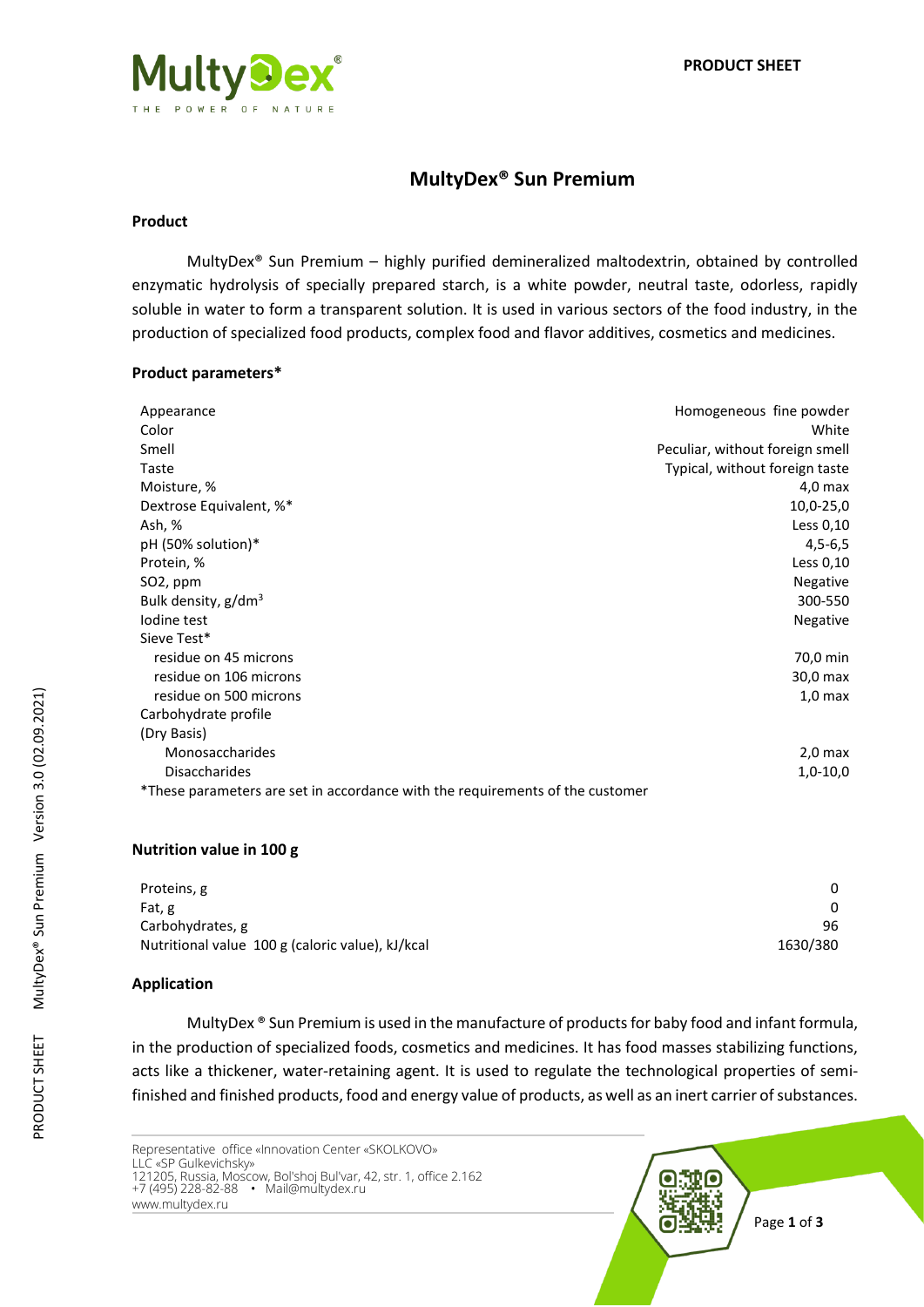# MultyDex® Sun Premium

## Product

MultyDex® Sun Premium – highly purified demineralized maltodextrin, obtained by controlled enzymatic hydrolysis of specially prepared starch, is a white powder, neutral taste, odorless, rapidly soluble in water to form a transparent solution. It is used in various sectors of the food industry, in the production of specialized food products, complex food and flavor additives, cosmetics and medicines.

## Product parameters*

| Parameter | Value |
|---|---|
| Appearance | Homogeneous fine powder |
| Color | White |
| Smell | Peculiar, without foreign smell |
| Taste | Typical, without foreign taste |
| Moisture, % | 4,0 max |
| Dextrose Equivalent, %* | 10,0-25,0 |
| Ash, % | Less 0,10 |
| pH (50% solution)* | 4,5-6,5 |
| Protein, % | Less 0,10 |
| $SO_2$, ppm | Negative |
| Bulk density, g/dm$^3$ | 300-550 |
| Iodine test | Negative |
| Sieve Test* | |
| residue on 45 microns | 70,0 min |
| residue on 106 microns | 30,0 max |
| residue on 500 microns | 1,0 max |
| Carbohydrate profile (Dry Basis) | |
| Monosaccharides | 2,0 max |
| Disaccharides | 1,0-10,0 |

*These parameters are set in accordance with the requirements of the customer

## Nutrition value in 100 g

| Parameter | Value |
|---|---|
| Proteins, g | 0 |
| Fat, g | 0 |
| Carbohydrates, g | 96 |
| Nutritional value 100 g (caloric value), kJ/kcal | 1630/380 |

## Application

MultyDex ® Sun Premium is used in the manufacture of products for baby food and infant formula, in the production of specialized foods, cosmetics and medicines. It has food masses stabilizing functions, acts like a thickener, water-retaining agent. It is used to regulate the technological properties of semi-finished and finished products, food and energy value of products, as well as an inert carrier of substances.

Representative office «Innovation Center «SKOLKOVO»
LLC «SP Gulkevichsky»
121205, Russia, Moscow, Bol'shoj Bul'var, 42, str. 1, office 2.162
+7 (495) 228-82-88 • Mail@multydex.ru
www.multydex.ru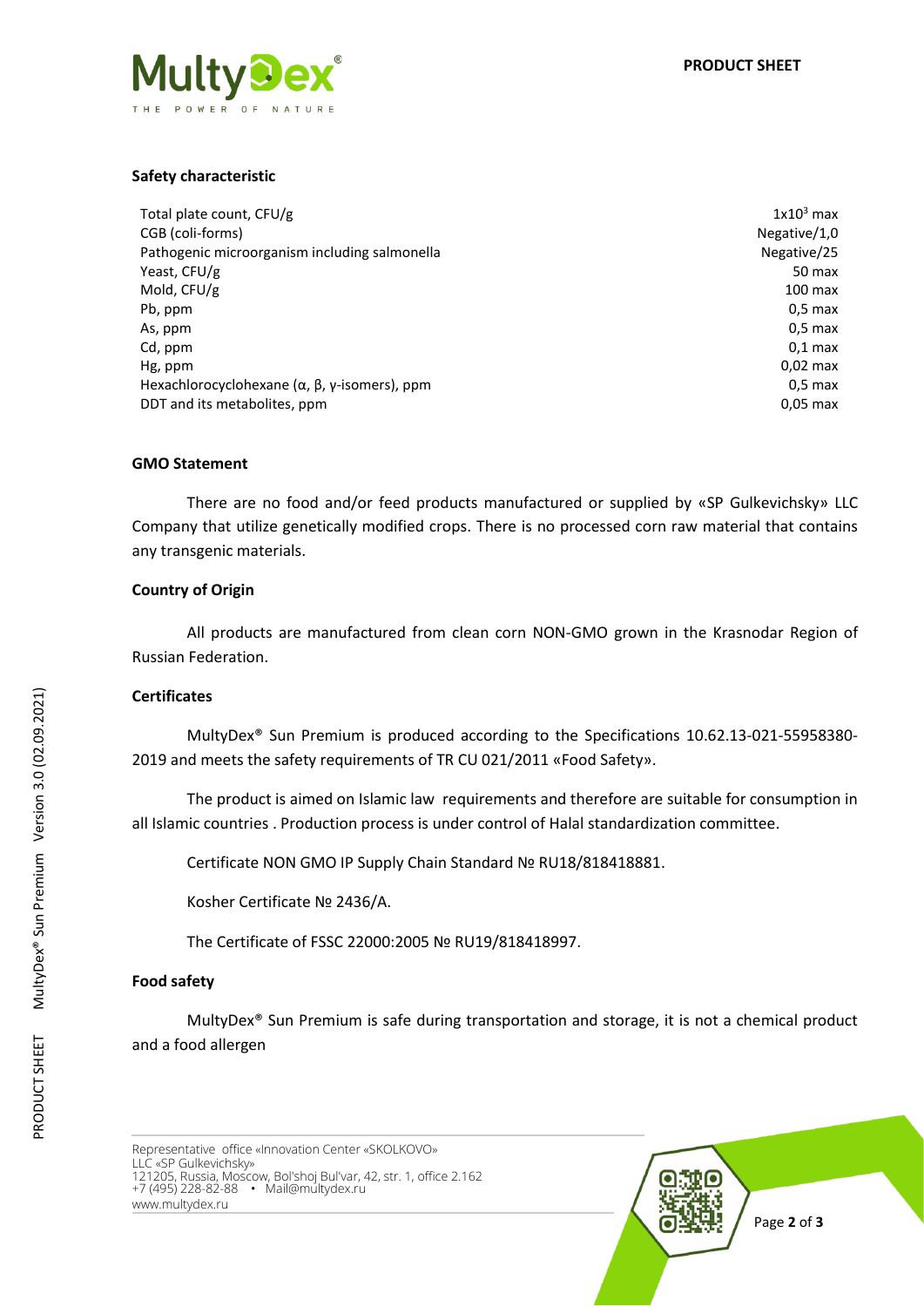## Safety characteristic

| | |
|---|---|
| Total plate count, CFU/g | $1x10^3$ max |
| CGB (coli-forms) | Negative/1,0 |
| Pathogenic microorganism including salmonella | Negative/25 |
| Yeast, CFU/g | 50 max |
| Mold, CFU/g | 100 max |
| Pb, ppm | 0,5 max |
| As, ppm | 0,5 max |
| Cd, ppm | 0,1 max |
| Hg, ppm | 0,02 max |
| Hexachlorocyclohexane (α, β, γ-isomers), ppm | 0,5 max |
| DDT and its metabolites, ppm | 0,05 max |

## GMO Statement

There are no food and/or feed products manufactured or supplied by «SP Gulkevichsky» LLC Company that utilize genetically modified crops. There is no processed corn raw material that contains any transgenic materials.

## Country of Origin

All products are manufactured from clean corn NON-GMO grown in the Krasnodar Region of Russian Federation.

## Certificates

MultyDex® Sun Premium is produced according to the Specifications 10.62.13-021-55958380-2019 and meets the safety requirements of TR CU 021/2011 «Food Safety».

The product is aimed on Islamic law requirements and therefore are suitable for consumption in all Islamic countries . Production process is under control of Halal standardization committee.

Certificate NON GMO IP Supply Chain Standard № RU18/818418881.

Kosher Certificate № 2436/A.

The Certificate of FSSC 22000:2005 № RU19/818418997.

## Food safety

MultyDex® Sun Premium is safe during transportation and storage, it is not a chemical product and a food allergen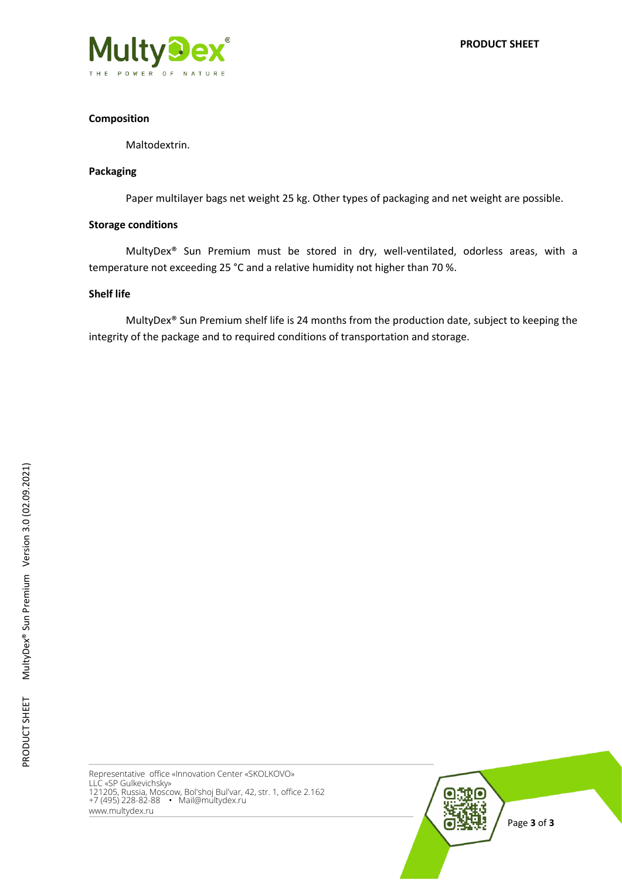## Composition

Maltodextrin.

## Packaging

Paper multilayer bags net weight 25 kg. Other types of packaging and net weight are possible.

## Storage conditions

MultyDex® Sun Premium must be stored in dry, well-ventilated, odorless areas, with a temperature not exceeding 25 °C and a relative humidity not higher than 70 %.

## Shelf life

MultyDex® Sun Premium shelf life is 24 months from the production date, subject to keeping the integrity of the package and to required conditions of transportation and storage.